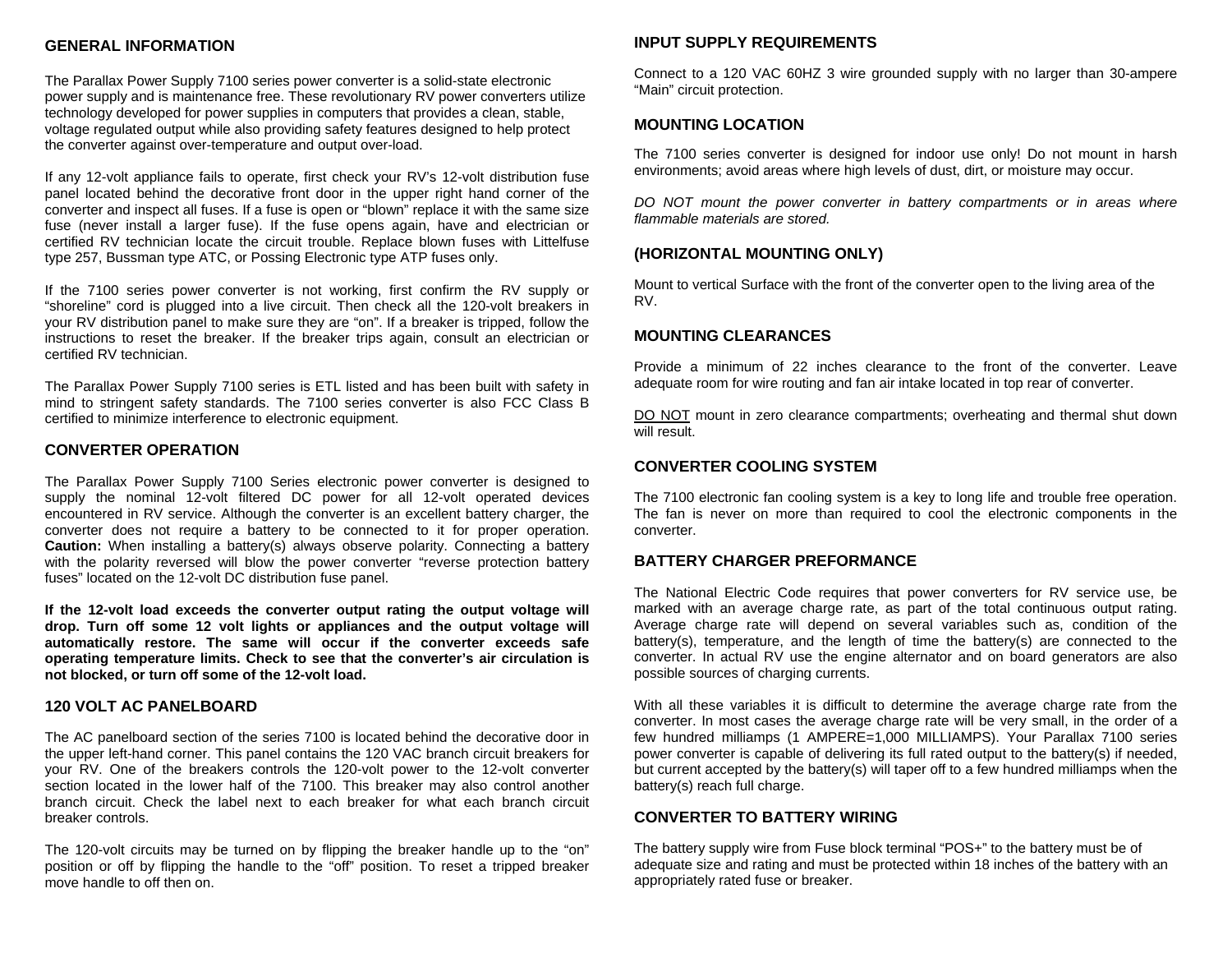## GENERAL INFORMATION

The Parallax Power Supply 7100 series power converter is a solid-state electronic power supply and is maintenance free. These revolutionary RV power converters utilize technology developed for power supplies in computers that provides a clean, stable, voltage regulated output while also providing safety features designed to help protect the converter against over-temperature and output over-load.

If any 12-volt appliance fails to operate, first check your RV's 12-volt distribution fuse panel located behind the decorative front door in the upper right hand corner of the converter and inspect all fuses. If a fuse is open or "blown" replace it with the same size fuse (never install a larger fuse). If the fuse opens again, have and electrician or certified RV technician locate the circuit trouble. Replace blown fuses with Littelfuse type 257, Bussman type ATC, or Possing Electronic type ATP fuses only.

If the 7100 series power converter is not working, first confirm the RV supply or "shoreline" cord is plugged into a live circuit. Then check all the 120-volt breakers in your RV distribution panel to make sure they are "on". If a breaker is tripped, follow the instructions to reset the breaker. If the breaker trips again, consult an electrician or certified RV technician.

The Parallax Power Supply 7100 series is ETL listed and has been built with safety in mind to stringent safety standards. The 7100 series converter is also FCC Class B certified to minimize interference to electronic equipment.

## CONVERTER OPERATION

The Parallax Power Supply 7100 Series electronic power converter is designed to supply the nominal 12-volt filtered DC power for all 12-volt operated devices encountered in RV service. Although the converter is an excellent battery charger, the converter does not require a battery to be connected to it for proper operation. **Caution:** When installing a battery(s) always observe polarity. Connecting a battery with the polarity reversed will blow the power converter "reverse protection battery fuses" located on the 12-volt DC distribution fuse panel.

**If the 12-volt load exceeds the converter output rating the output voltage will drop. Turn off some 12 volt lights or appliances and the output voltage will automatically restore. The same will occur if the converter exceeds safe operating temperature limits. Check to see that the converter's air circulation is not blocked, or turn off some of the 12-volt load.**

## 120 VOLT AC PANELBOARD

The AC panelboard section of the series 7100 is located behind the decorative door in the upper left-hand corner. This panel contains the 120 VAC branch circuit breakers for your RV. One of the breakers controls the 120-volt power to the 12-volt converter section located in the lower half of the 7100. This breaker may also control another branch circuit. Check the label next to each breaker for what each branch circuit breaker controls.

The 120-volt circuits may be turned on by flipping the breaker handle up to the "on" position or off by flipping the handle to the "off" position. To reset a tripped breaker move handle to off then on.

## INPUT SUPPLY REQUIREMENTS

Connect to a 120 VAC 60HZ 3 wire grounded supply with no larger than 30-ampere "Main" circuit protection.

## MOUNTING LOCATION

The 7100 series converter is designed for indoor use only! Do not mount in harsh environments; avoid areas where high levels of dust, dirt, or moisture may occur.

*DO NOT mount the power converter in battery compartments or in areas where flammable materials are stored.*

## (HORIZONTAL MOUNTING ONLY)

Mount to vertical Surface with the front of the converter open to the living area of the RV.

## MOUNTING CLEARANCES

Provide a minimum of 22 inches clearance to the front of the converter. Leave adequate room for wire routing and fan air intake located in top rear of converter.

<u>DO NOT</u> mount in zero clearance compartments; overheating and thermal shut down will result.

## CONVERTER COOLING SYSTEM

The 7100 electronic fan cooling system is a key to long life and trouble free operation. The fan is never on more than required to cool the electronic components in the converter.

## BATTERY CHARGER PREFORMANCE

The National Electric Code requires that power converters for RV service use, be marked with an average charge rate, as part of the total continuous output rating. Average charge rate will depend on several variables such as, condition of the battery(s), temperature, and the length of time the battery(s) are connected to the converter. In actual RV use the engine alternator and on board generators are also possible sources of charging currents.

With all these variables it is difficult to determine the average charge rate from the converter. In most cases the average charge rate will be very small, in the order of a few hundred milliamps (1 AMPERE=1,000 MILLIAMPS). Your Parallax 7100 series power converter is capable of delivering its full rated output to the battery(s) if needed, but current accepted by the battery(s) will taper off to a few hundred milliamps when the battery(s) reach full charge.

## CONVERTER TO BATTERY WIRING

The battery supply wire from Fuse block terminal "POS+" to the battery must be of adequate size and rating and must be protected within 18 inches of the battery with an appropriately rated fuse or breaker.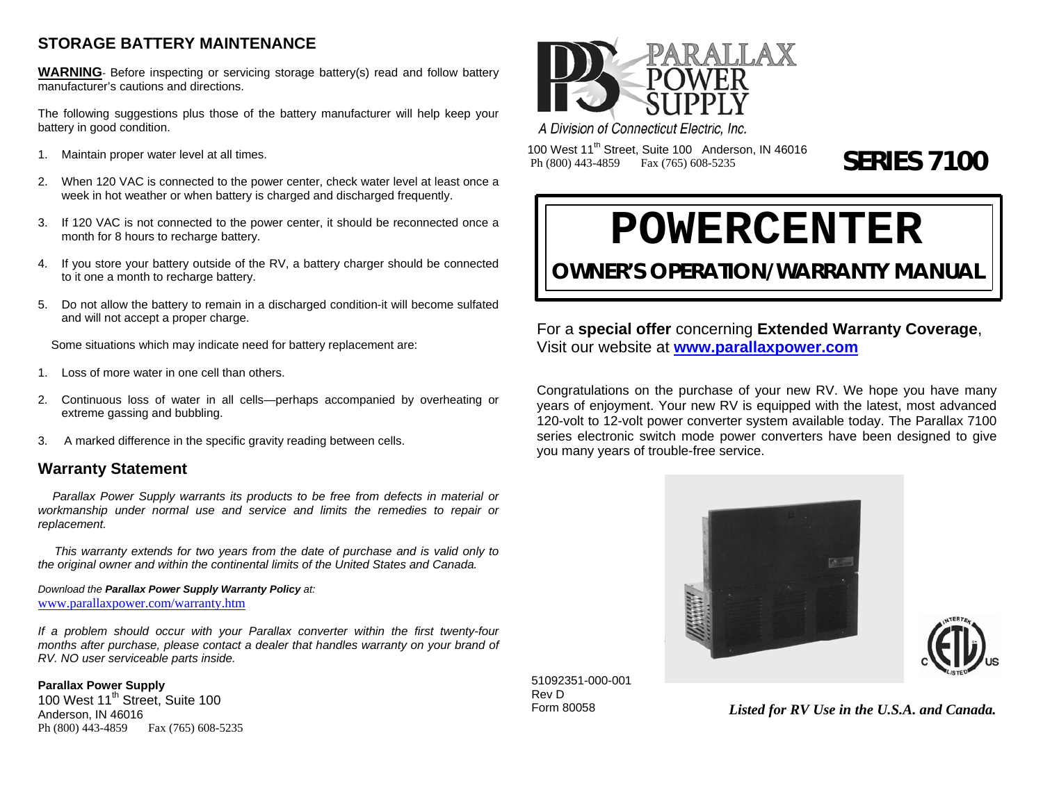## STORAGE BATTERY MAINTENANCE

**WARNING**- Before inspecting or servicing storage battery(s) read and follow battery manufacturer's cautions and directions.

The following suggestions plus those of the battery manufacturer will help keep your battery in good condition.

1. Maintain proper water level at all times.
2. When 120 VAC is connected to the power center, check water level at least once a week in hot weather or when battery is charged and discharged frequently.
3. If 120 VAC is not connected to the power center, it should be reconnected once a month for 8 hours to recharge battery.
4. If you store your battery outside of the RV, a battery charger should be connected to it one a month to recharge battery.
5. Do not allow the battery to remain in a discharged condition-it will become sulfated and will not accept a proper charge.

Some situations which may indicate need for battery replacement are:

1. Loss of more water in one cell than others.
2. Continuous loss of water in all cells—perhaps accompanied by overheating or extreme gassing and bubbling.
3. A marked difference in the specific gravity reading between cells.

## Warranty Statement

*Parallax Power Supply warrants its products to be free from defects in material or workmanship under normal use and service and limits the remedies to repair or replacement.*

*This warranty extends for two years from the date of purchase and is valid only to the original owner and within the continental limits of the United States and Canada.*

*Download the* ***Parallax Power Supply Warranty Policy*** *at:*
www.parallaxpower.com/warranty.htm

*If a problem should occur with your Parallax converter within the first twenty-four months after purchase, please contact a dealer that handles warranty on your brand of RV. NO user serviceable parts inside.*

**Parallax Power Supply**
100 West 11th Street, Suite 100
Anderson, IN 46016
Ph (800) 443-4859 Fax (765) 608-5235

PARALLAX POWER SUPPLY

A Division of Connecticut Electric, Inc.

100 West 11th Street, Suite 100 Anderson, IN 46016
Ph (800) 443-4859 Fax (765) 608-5235

**SERIES 7100**

# POWERCENTER

## OWNER'S OPERATION/WARRANTY MANUAL

For a **special offer** concerning **Extended Warranty Coverage**, Visit our website at **www.parallaxpower.com**

Congratulations on the purchase of your new RV. We hope you have many years of enjoyment. Your new RV is equipped with the latest, most advanced 120-volt to 12-volt power converter system available today. The Parallax 7100 series electronic switch mode power converters have been designed to give you many years of trouble-free service.

51092351-000-001
Rev D
Form 80058

***Listed for RV Use in the U.S.A. and Canada.***